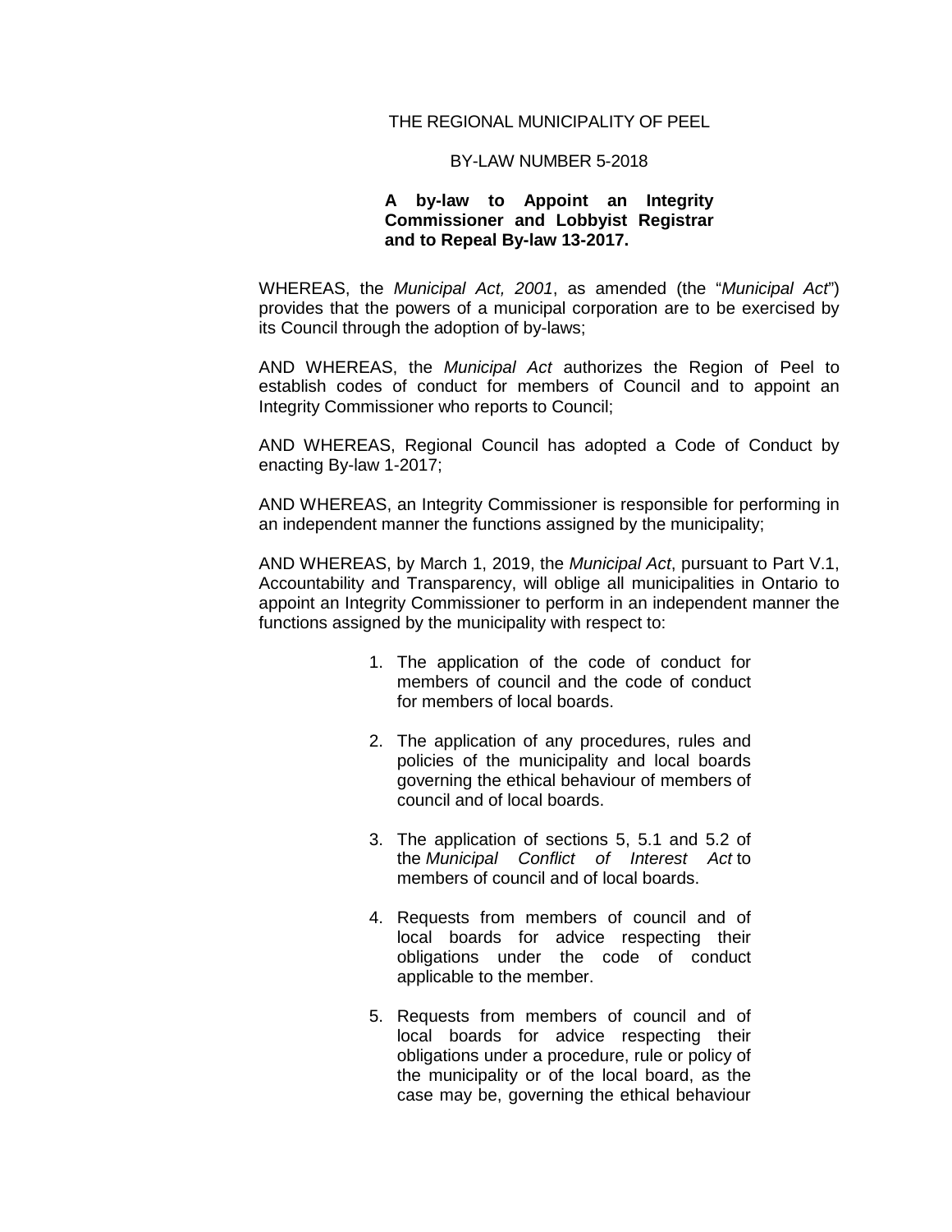THE REGIONAL MUNICIPALITY OF PEEL

BY-LAW NUMBER 5-2018

**A by-law to Appoint an Integrity Commissioner and Lobbyist Registrar and to Repeal By-law 13-2017.**

WHEREAS, the *Municipal Act, 2001*, as amended (the "*Municipal Act*") provides that the powers of a municipal corporation are to be exercised by its Council through the adoption of by-laws;

AND WHEREAS, the *Municipal Act* authorizes the Region of Peel to establish codes of conduct for members of Council and to appoint an Integrity Commissioner who reports to Council;

AND WHEREAS, Regional Council has adopted a Code of Conduct by enacting By-law 1-2017;

AND WHEREAS, an Integrity Commissioner is responsible for performing in an independent manner the functions assigned by the municipality;

AND WHEREAS, by March 1, 2019, the *Municipal Act*, pursuant to Part V.1, Accountability and Transparency, will oblige all municipalities in Ontario to appoint an Integrity Commissioner to perform in an independent manner the functions assigned by the municipality with respect to:

1. The application of the code of conduct for members of council and the code of conduct for members of local boards.

2. The application of any procedures, rules and policies of the municipality and local boards governing the ethical behaviour of members of council and of local boards.

3. The application of sections 5, 5.1 and 5.2 of the *Municipal Conflict of Interest Act* to members of council and of local boards.

4. Requests from members of council and of local boards for advice respecting their obligations under the code of conduct applicable to the member.

5. Requests from members of council and of local boards for advice respecting their obligations under a procedure, rule or policy of the municipality or of the local board, as the case may be, governing the ethical behaviour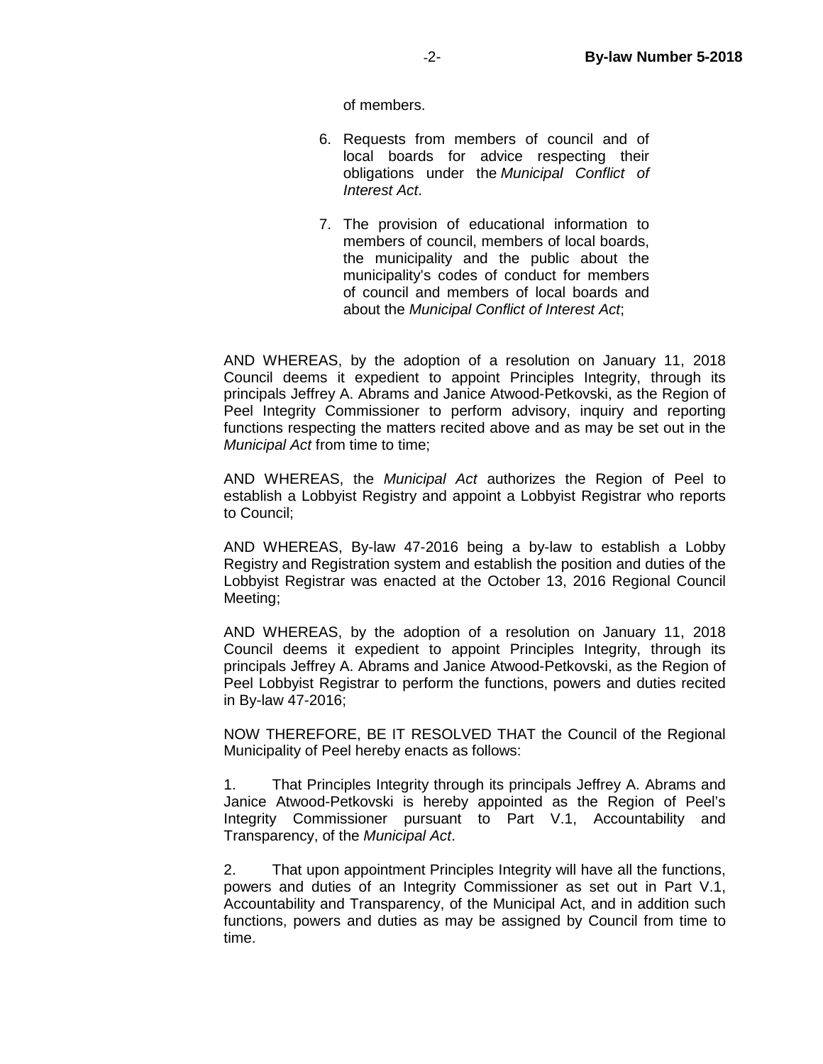of members.

6. Requests from members of council and of local boards for advice respecting their obligations under the *Municipal Conflict of Interest Act*.

7. The provision of educational information to members of council, members of local boards, the municipality and the public about the municipality's codes of conduct for members of council and members of local boards and about the *Municipal Conflict of Interest Act*;

AND WHEREAS, by the adoption of a resolution on January 11, 2018 Council deems it expedient to appoint Principles Integrity, through its principals Jeffrey A. Abrams and Janice Atwood-Petkovski, as the Region of Peel Integrity Commissioner to perform advisory, inquiry and reporting functions respecting the matters recited above and as may be set out in the *Municipal Act* from time to time;

AND WHEREAS, the *Municipal Act* authorizes the Region of Peel to establish a Lobbyist Registry and appoint a Lobbyist Registrar who reports to Council;

AND WHEREAS, By-law 47-2016 being a by-law to establish a Lobby Registry and Registration system and establish the position and duties of the Lobbyist Registrar was enacted at the October 13, 2016 Regional Council Meeting;

AND WHEREAS, by the adoption of a resolution on January 11, 2018 Council deems it expedient to appoint Principles Integrity, through its principals Jeffrey A. Abrams and Janice Atwood-Petkovski, as the Region of Peel Lobbyist Registrar to perform the functions, powers and duties recited in By-law 47-2016;

NOW THEREFORE, BE IT RESOLVED THAT the Council of the Regional Municipality of Peel hereby enacts as follows:

1. That Principles Integrity through its principals Jeffrey A. Abrams and Janice Atwood-Petkovski is hereby appointed as the Region of Peel's Integrity Commissioner pursuant to Part V.1, Accountability and Transparency, of the *Municipal Act*.

2. That upon appointment Principles Integrity will have all the functions, powers and duties of an Integrity Commissioner as set out in Part V.1, Accountability and Transparency, of the Municipal Act, and in addition such functions, powers and duties as may be assigned by Council from time to time.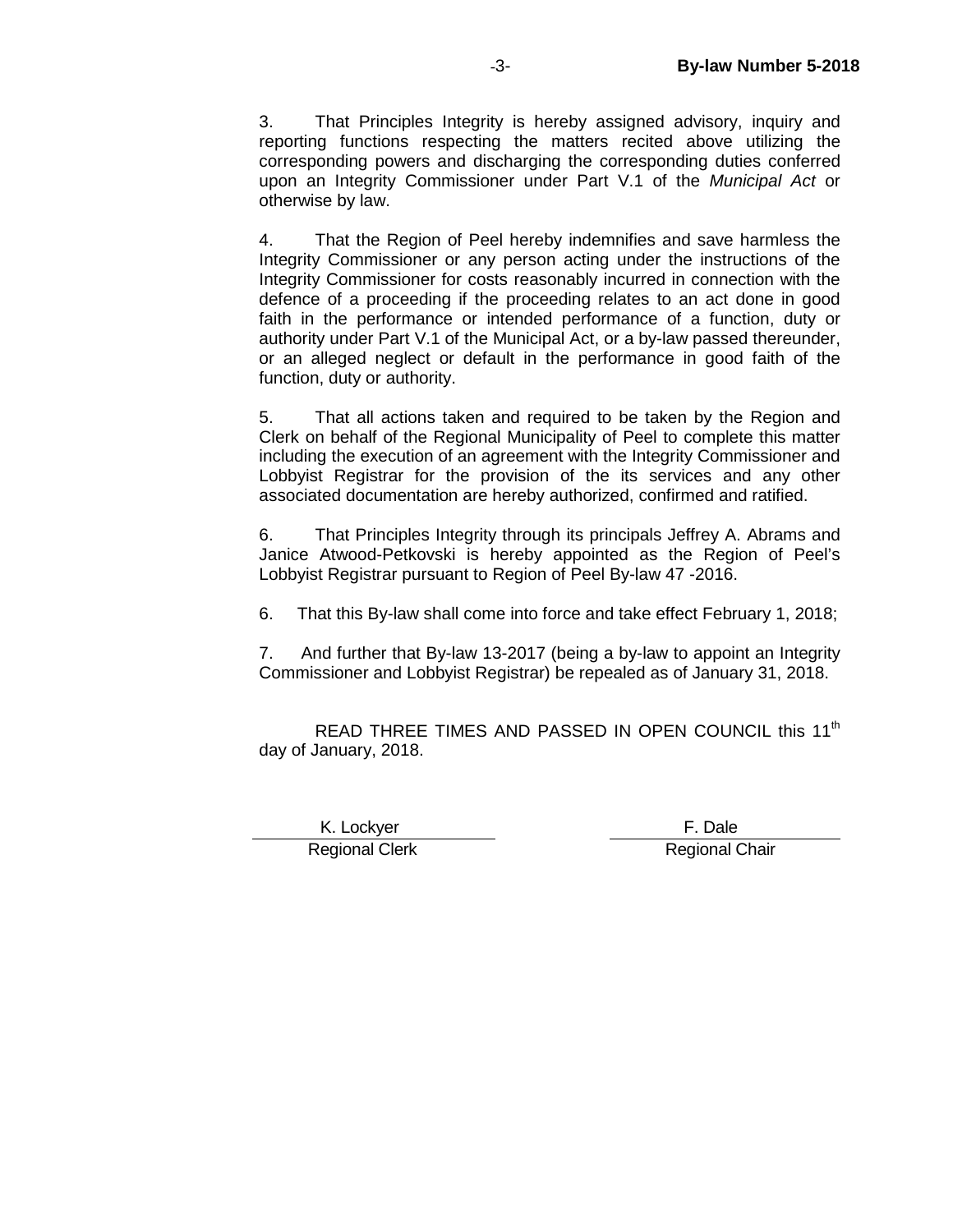3. That Principles Integrity is hereby assigned advisory, inquiry and reporting functions respecting the matters recited above utilizing the corresponding powers and discharging the corresponding duties conferred upon an Integrity Commissioner under Part V.1 of the *Municipal Act* or otherwise by law.

4. That the Region of Peel hereby indemnifies and save harmless the Integrity Commissioner or any person acting under the instructions of the Integrity Commissioner for costs reasonably incurred in connection with the defence of a proceeding if the proceeding relates to an act done in good faith in the performance or intended performance of a function, duty or authority under Part V.1 of the Municipal Act, or a by-law passed thereunder, or an alleged neglect or default in the performance in good faith of the function, duty or authority.

5. That all actions taken and required to be taken by the Region and Clerk on behalf of the Regional Municipality of Peel to complete this matter including the execution of an agreement with the Integrity Commissioner and Lobbyist Registrar for the provision of the its services and any other associated documentation are hereby authorized, confirmed and ratified.

6. That Principles Integrity through its principals Jeffrey A. Abrams and Janice Atwood-Petkovski is hereby appointed as the Region of Peel's Lobbyist Registrar pursuant to Region of Peel By-law 47 -2016.

6. That this By-law shall come into force and take effect February 1, 2018;

7. And further that By-law 13-2017 (being a by-law to appoint an Integrity Commissioner and Lobbyist Registrar) be repealed as of January 31, 2018.

READ THREE TIMES AND PASSED IN OPEN COUNCIL this 11th day of January, 2018.

| | |
|---|---|
| K. Lockyer | F. Dale |
| Regional Clerk | Regional Chair |